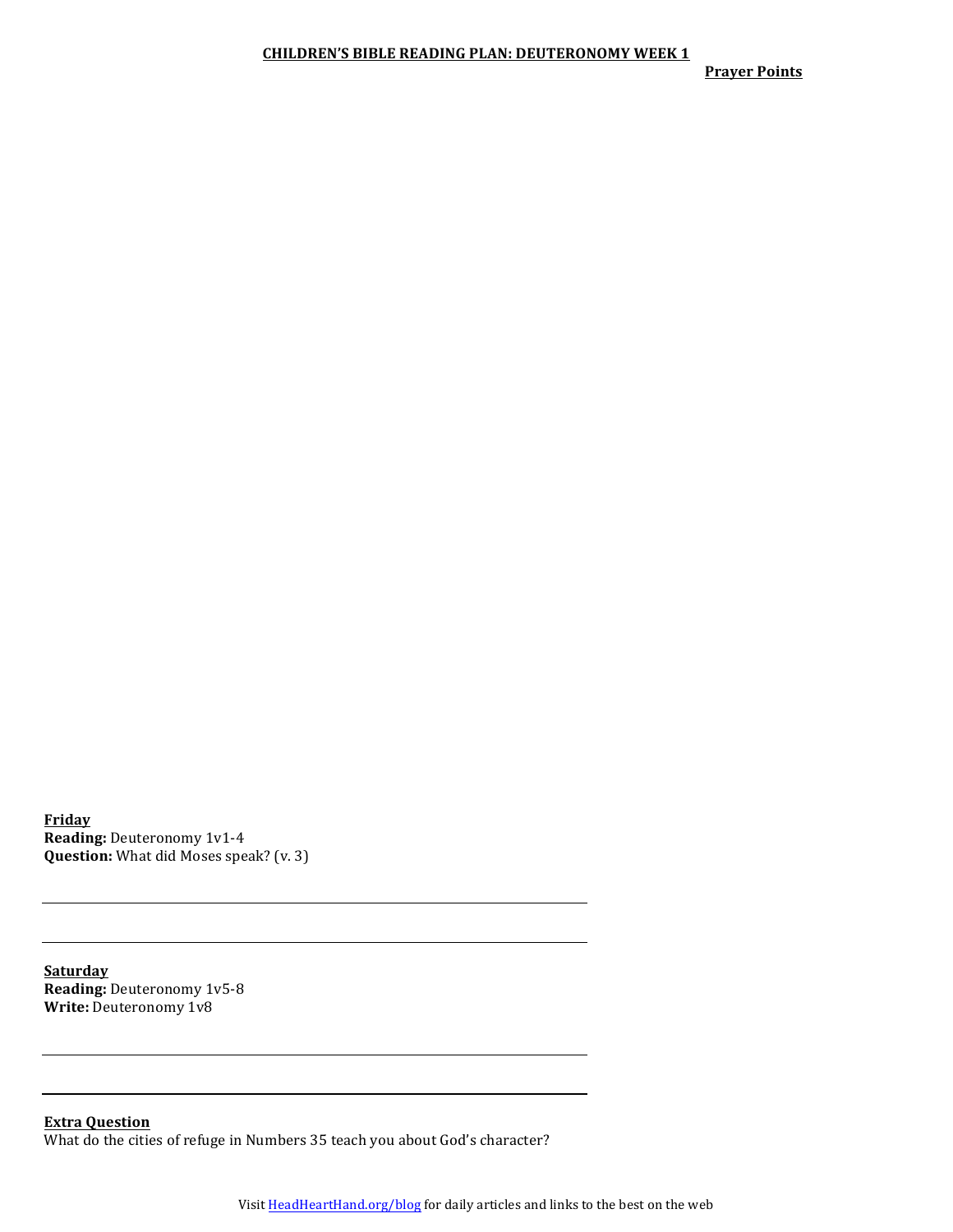# CHILDREN'S BIBLE READING PLAN: DEUTERONOMY WEEK 1

**Prayer Points**

**Friday**
**Reading:** Deuteronomy 1v1-4
**Question:** What did Moses speak? (v. 3)

**Saturday**
**Reading:** Deuteronomy 1v5-8
**Write:** Deuteronomy 1v8

**Extra Question**
What do the cities of refuge in Numbers 35 teach you about God's character?

Visit HeadHeartHand.org/blog for daily articles and links to the best on the web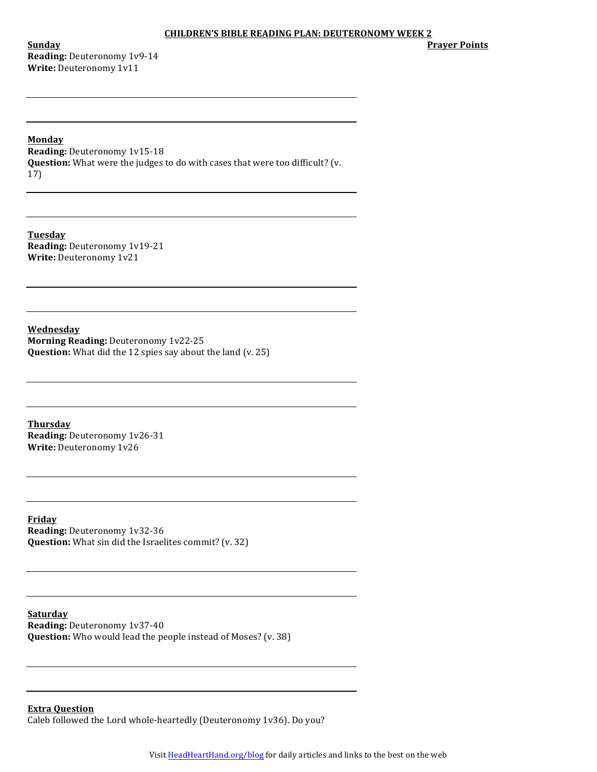# CHILDREN'S BIBLE READING PLAN: DEUTERONOMY WEEK 2

**Prayer Points**

**Sunday**
**Reading:** Deuteronomy 1v9-14
**Write:** Deuteronomy 1v11

**Monday**
**Reading:** Deuteronomy 1v15-18
**Question:** What were the judges to do with cases that were too difficult? (v. 17)

**Tuesday**
**Reading:** Deuteronomy 1v19-21
**Write:** Deuteronomy 1v21

**Wednesday**
**Morning Reading:** Deuteronomy 1v22-25
**Question:** What did the 12 spies say about the land (v. 25)

**Thursday**
**Reading:** Deuteronomy 1v26-31
**Write:** Deuteronomy 1v26

**Friday**
**Reading:** Deuteronomy 1v32-36
**Question:** What sin did the Israelites commit? (v. 32)

**Saturday**
**Reading:** Deuteronomy 1v37-40
**Question:** Who would lead the people instead of Moses? (v. 38)

**Extra Question**
Caleb followed the Lord whole-heartedly (Deuteronomy 1v36). Do you?

Visit HeadHeartHand.org/blog for daily articles and links to the best on the web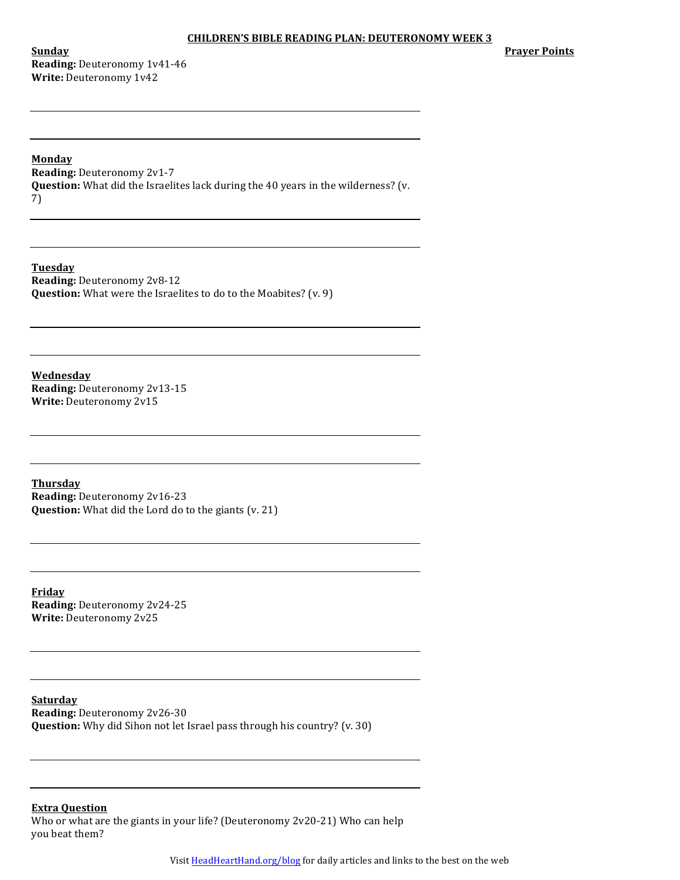## CHILDREN'S BIBLE READING PLAN: DEUTERONOMY WEEK 3

**Prayer Points**

**Sunday**
**Reading:** Deuteronomy 1v41-46
**Write:** Deuteronomy 1v42

**Monday**
**Reading:** Deuteronomy 2v1-7
**Question:** What did the Israelites lack during the 40 years in the wilderness? (v. 7)

**Tuesday**
**Reading:** Deuteronomy 2v8-12
**Question:** What were the Israelites to do to the Moabites? (v. 9)

**Wednesday**
**Reading:** Deuteronomy 2v13-15
**Write:** Deuteronomy 2v15

**Thursday**
**Reading:** Deuteronomy 2v16-23
**Question:** What did the Lord do to the giants (v. 21)

**Friday**
**Reading:** Deuteronomy 2v24-25
**Write:** Deuteronomy 2v25

**Saturday**
**Reading:** Deuteronomy 2v26-30
**Question:** Why did Sihon not let Israel pass through his country? (v. 30)

**Extra Question**
Who or what are the giants in your life? (Deuteronomy 2v20-21) Who can help you beat them?

Visit HeadHeartHand.org/blog for daily articles and links to the best on the web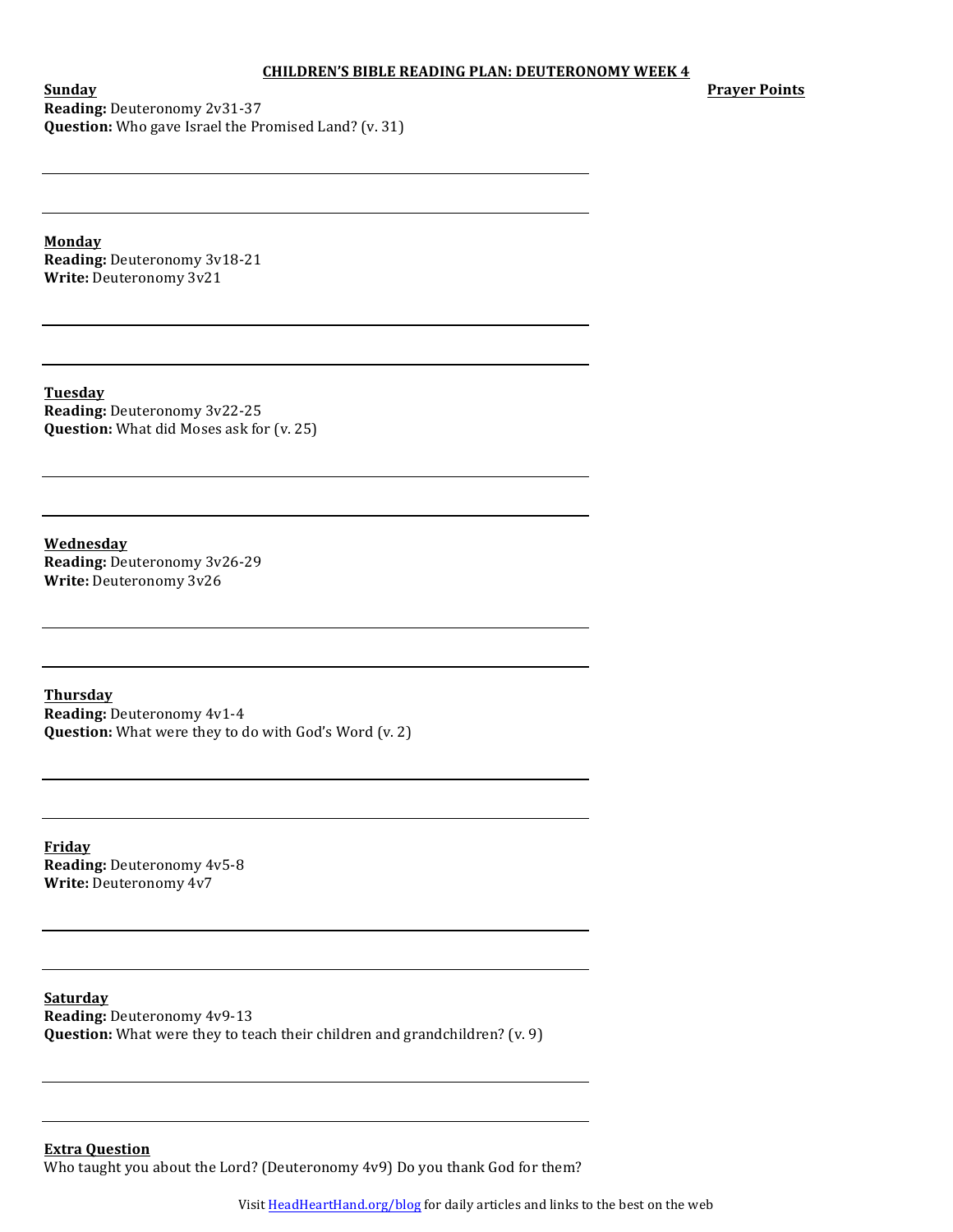# CHILDREN'S BIBLE READING PLAN: DEUTERONOMY WEEK 4

**Prayer Points**

**Sunday**
**Reading:** Deuteronomy 2v31-37
**Question:** Who gave Israel the Promised Land? (v. 31)

**Monday**
**Reading:** Deuteronomy 3v18-21
**Write:** Deuteronomy 3v21

**Tuesday**
**Reading:** Deuteronomy 3v22-25
**Question:** What did Moses ask for (v. 25)

**Wednesday**
**Reading:** Deuteronomy 3v26-29
**Write:** Deuteronomy 3v26

**Thursday**
**Reading:** Deuteronomy 4v1-4
**Question:** What were they to do with God's Word (v. 2)

**Friday**
**Reading:** Deuteronomy 4v5-8
**Write:** Deuteronomy 4v7

**Saturday**
**Reading:** Deuteronomy 4v9-13
**Question:** What were they to teach their children and grandchildren? (v. 9)

**Extra Question**
Who taught you about the Lord? (Deuteronomy 4v9) Do you thank God for them?

Visit HeadHeartHand.org/blog for daily articles and links to the best on the web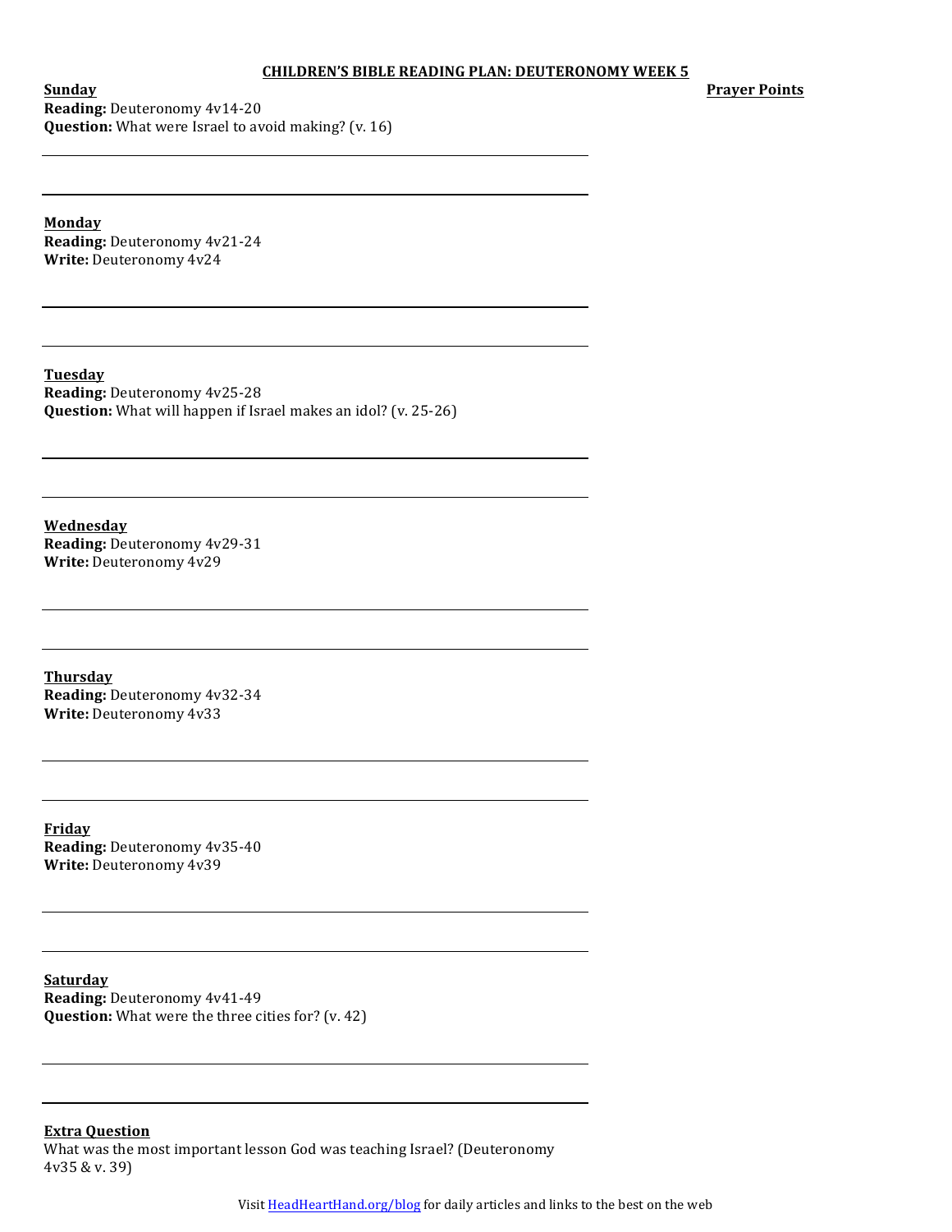# CHILDREN'S BIBLE READING PLAN: DEUTERONOMY WEEK 5

**Prayer Points**

**Sunday**
**Reading:** Deuteronomy 4v14-20
**Question:** What were Israel to avoid making? (v. 16)

**Monday**
**Reading:** Deuteronomy 4v21-24
**Write:** Deuteronomy 4v24

**Tuesday**
**Reading:** Deuteronomy 4v25-28
**Question:** What will happen if Israel makes an idol? (v. 25-26)

**Wednesday**
**Reading:** Deuteronomy 4v29-31
**Write:** Deuteronomy 4v29

**Thursday**
**Reading:** Deuteronomy 4v32-34
**Write:** Deuteronomy 4v33

**Friday**
**Reading:** Deuteronomy 4v35-40
**Write:** Deuteronomy 4v39

**Saturday**
**Reading:** Deuteronomy 4v41-49
**Question:** What were the three cities for? (v. 42)

**Extra Question**
What was the most important lesson God was teaching Israel? (Deuteronomy 4v35 & v. 39)

Visit [HeadHeartHand.org/blog](HeadHeartHand.org/blog) for daily articles and links to the best on the web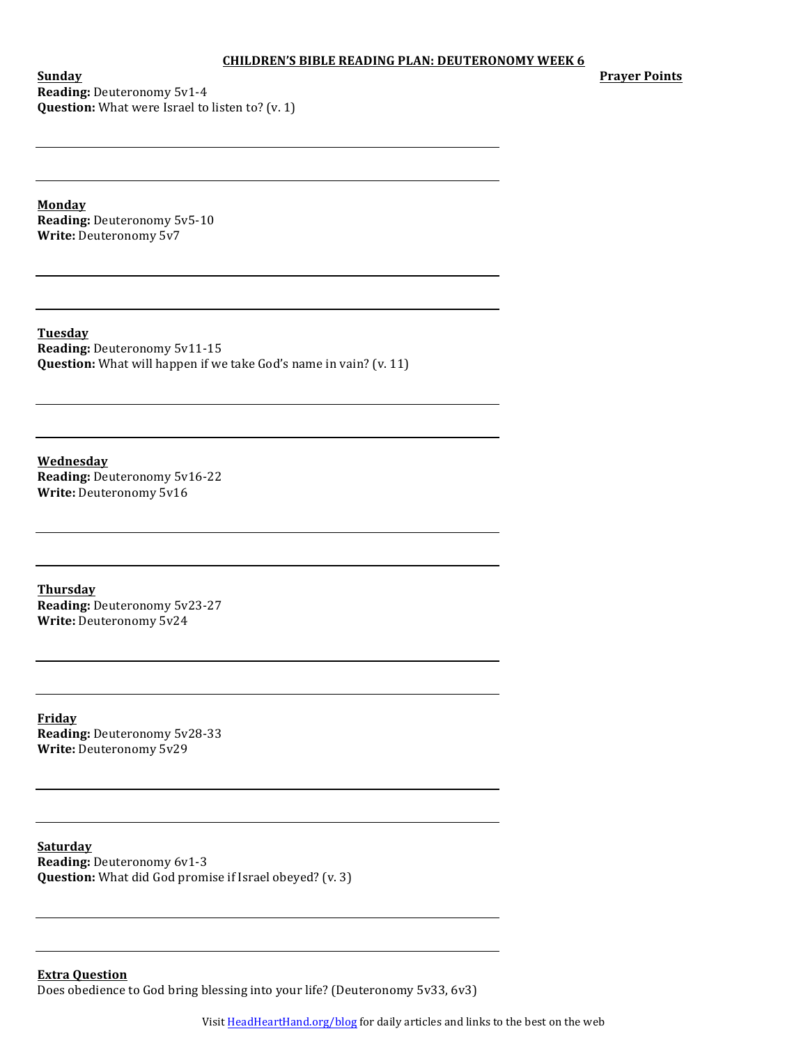**CHILDREN'S BIBLE READING PLAN: DEUTERONOMY WEEK 6**

**Prayer Points**

**Sunday**
**Reading:** Deuteronomy 5v1-4
**Question:** What were Israel to listen to? (v. 1)

**Monday**
**Reading:** Deuteronomy 5v5-10
**Write:** Deuteronomy 5v7

**Tuesday**
**Reading:** Deuteronomy 5v11-15
**Question:** What will happen if we take God's name in vain? (v. 11)

**Wednesday**
**Reading:** Deuteronomy 5v16-22
**Write:** Deuteronomy 5v16

**Thursday**
**Reading:** Deuteronomy 5v23-27
**Write:** Deuteronomy 5v24

**Friday**
**Reading:** Deuteronomy 5v28-33
**Write:** Deuteronomy 5v29

**Saturday**
**Reading:** Deuteronomy 6v1-3
**Question:** What did God promise if Israel obeyed? (v. 3)

**Extra Question**
Does obedience to God bring blessing into your life? (Deuteronomy 5v33, 6v3)

Visit HeadHeartHand.org/blog for daily articles and links to the best on the web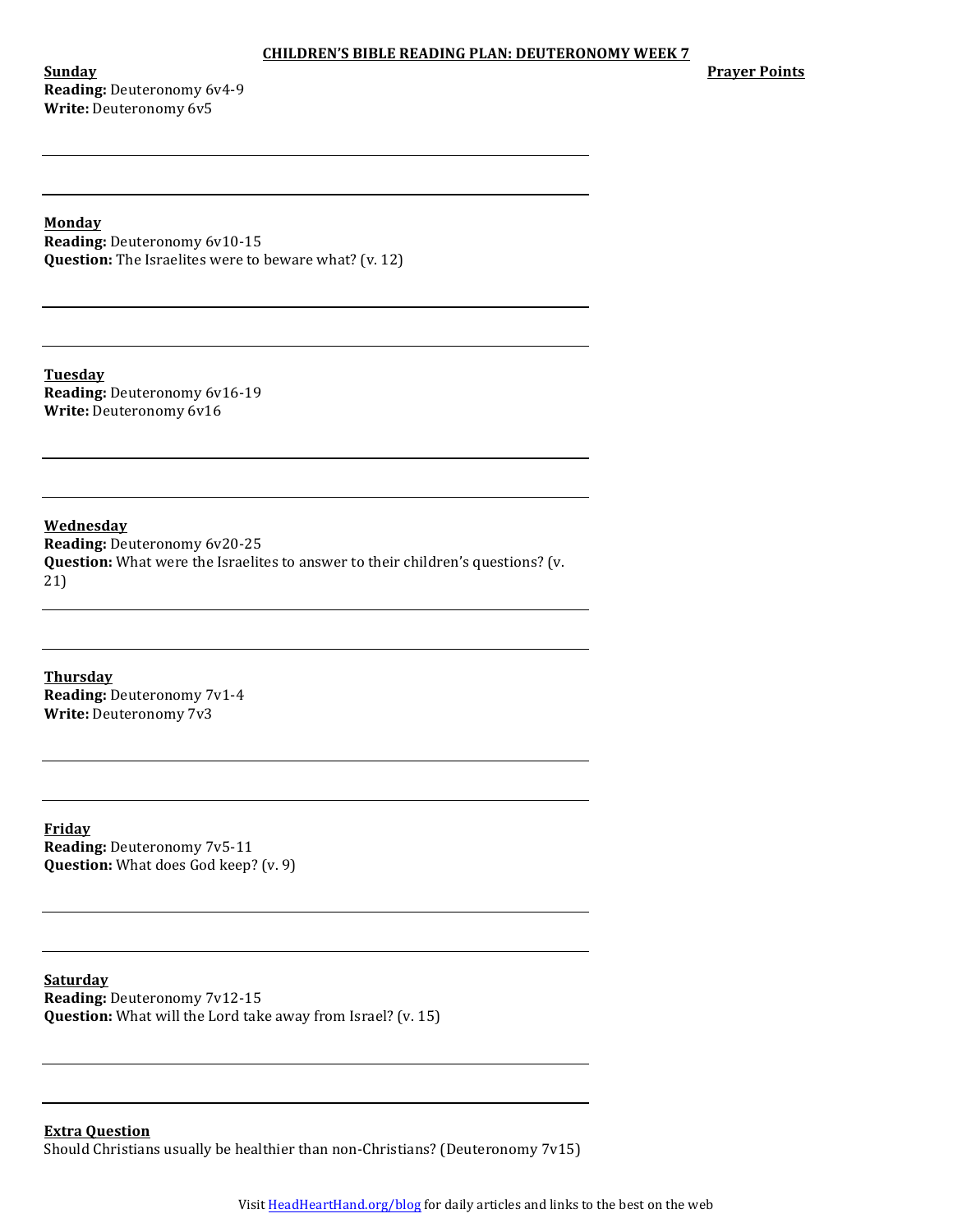**CHILDREN'S BIBLE READING PLAN: DEUTERONOMY WEEK 7**

**Prayer Points**

**Sunday**
**Reading:** Deuteronomy 6v4-9
**Write:** Deuteronomy 6v5

**Monday**
**Reading:** Deuteronomy 6v10-15
**Question:** The Israelites were to beware what? (v. 12)

**Tuesday**
**Reading:** Deuteronomy 6v16-19
**Write:** Deuteronomy 6v16

**Wednesday**
**Reading:** Deuteronomy 6v20-25
**Question:** What were the Israelites to answer to their children's questions? (v. 21)

**Thursday**
**Reading:** Deuteronomy 7v1-4
**Write:** Deuteronomy 7v3

**Friday**
**Reading:** Deuteronomy 7v5-11
**Question:** What does God keep? (v. 9)

**Saturday**
**Reading:** Deuteronomy 7v12-15
**Question:** What will the Lord take away from Israel? (v. 15)

**Extra Question**
Should Christians usually be healthier than non-Christians? (Deuteronomy 7v15)

Visit HeadHeartHand.org/blog for daily articles and links to the best on the web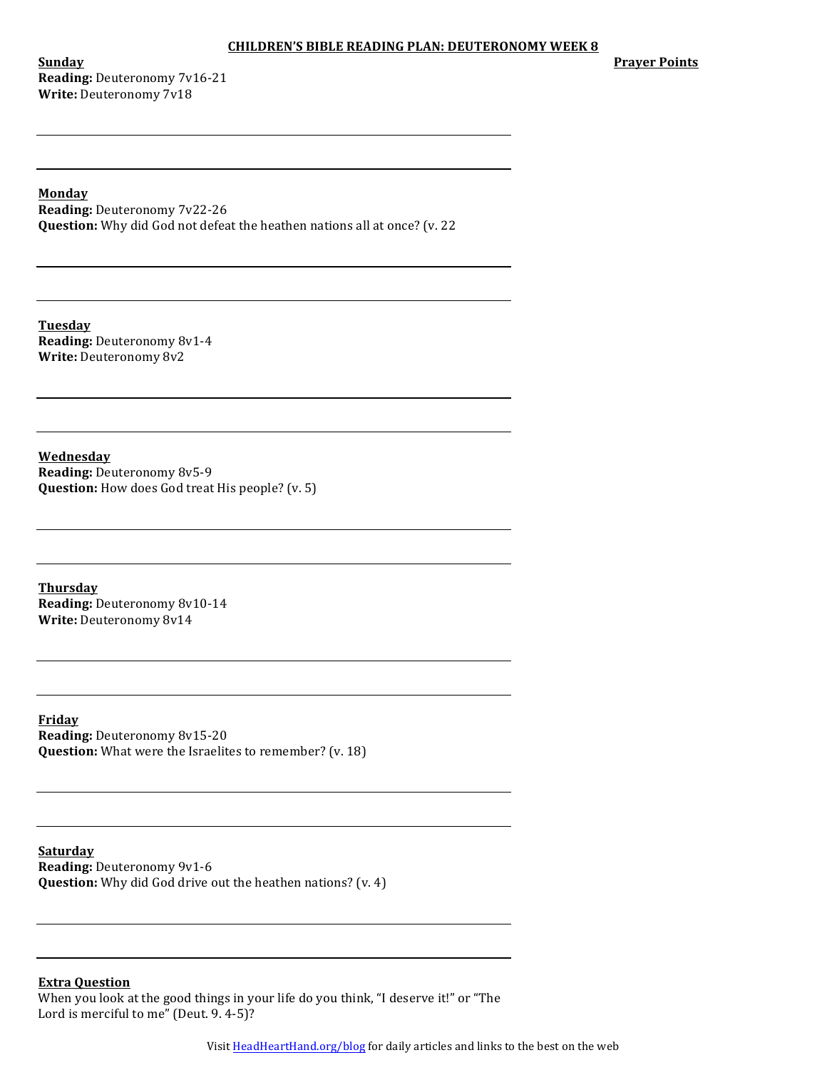# CHILDREN'S BIBLE READING PLAN: DEUTERONOMY WEEK 8

**Prayer Points**

**Sunday**
**Reading:** Deuteronomy 7v16-21
**Write:** Deuteronomy 7v18

**Monday**
**Reading:** Deuteronomy 7v22-26
**Question:** Why did God not defeat the heathen nations all at once? (v. 22

**Tuesday**
**Reading:** Deuteronomy 8v1-4
**Write:** Deuteronomy 8v2

**Wednesday**
**Reading:** Deuteronomy 8v5-9
**Question:** How does God treat His people? (v. 5)

**Thursday**
**Reading:** Deuteronomy 8v10-14
**Write:** Deuteronomy 8v14

**Friday**
**Reading:** Deuteronomy 8v15-20
**Question:** What were the Israelites to remember? (v. 18)

**Saturday**
**Reading:** Deuteronomy 9v1-6
**Question:** Why did God drive out the heathen nations? (v. 4)

**Extra Question**
When you look at the good things in your life do you think, "I deserve it!" or "The Lord is merciful to me" (Deut. 9. 4-5)?

Visit HeadHeartHand.org/blog for daily articles and links to the best on the web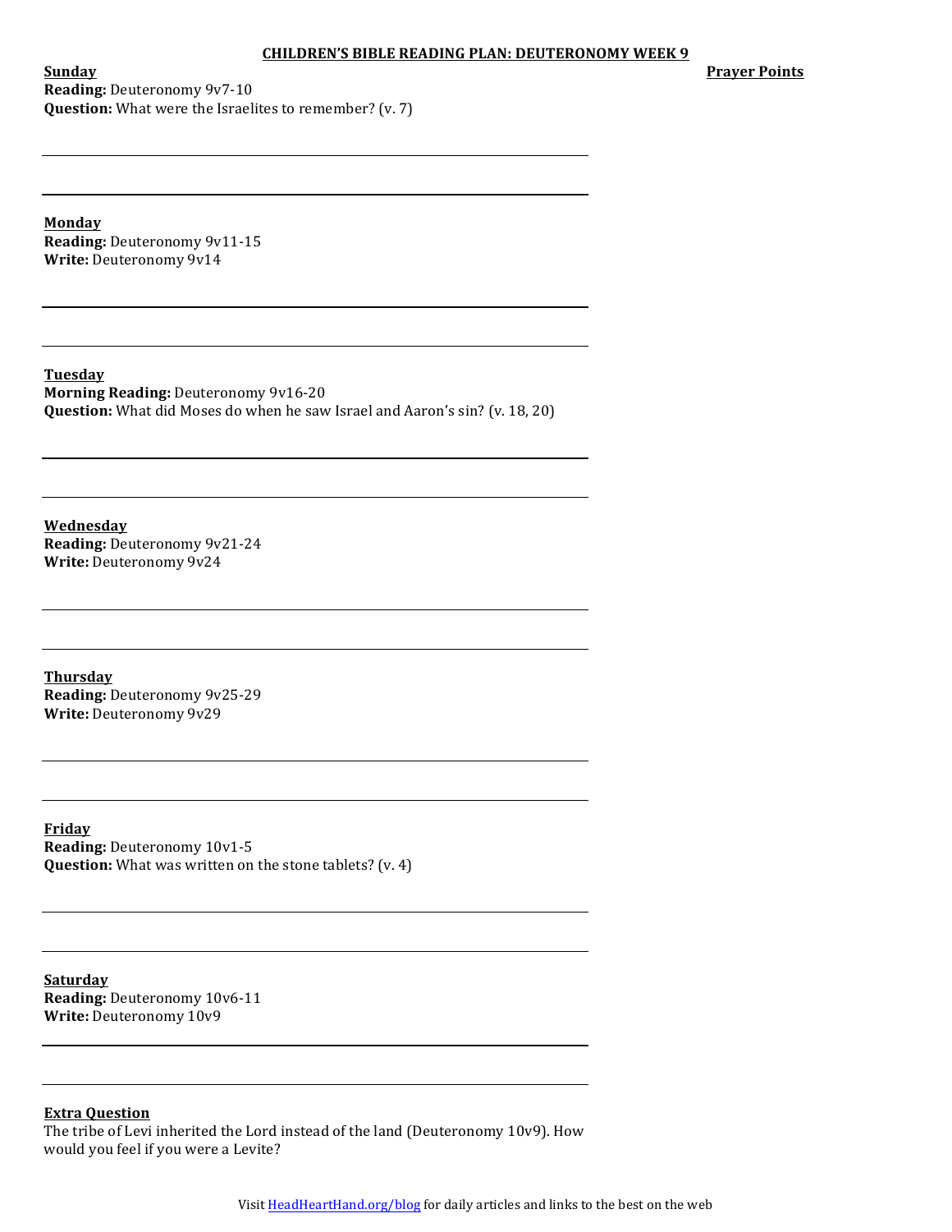# CHILDREN'S BIBLE READING PLAN: DEUTERONOMY WEEK 9

**Prayer Points**

**Sunday**
**Reading:** Deuteronomy 9v7-10
**Question:** What were the Israelites to remember? (v. 7)

**Monday**
**Reading:** Deuteronomy 9v11-15
**Write:** Deuteronomy 9v14

**Tuesday**
**Morning Reading:** Deuteronomy 9v16-20
**Question:** What did Moses do when he saw Israel and Aaron's sin? (v. 18, 20)

**Wednesday**
**Reading:** Deuteronomy 9v21-24
**Write:** Deuteronomy 9v24

**Thursday**
**Reading:** Deuteronomy 9v25-29
**Write:** Deuteronomy 9v29

**Friday**
**Reading:** Deuteronomy 10v1-5
**Question:** What was written on the stone tablets? (v. 4)

**Saturday**
**Reading:** Deuteronomy 10v6-11
**Write:** Deuteronomy 10v9

**Extra Question**
The tribe of Levi inherited the Lord instead of the land (Deuteronomy 10v9). How would you feel if you were a Levite?

Visit HeadHeartHand.org/blog for daily articles and links to the best on the web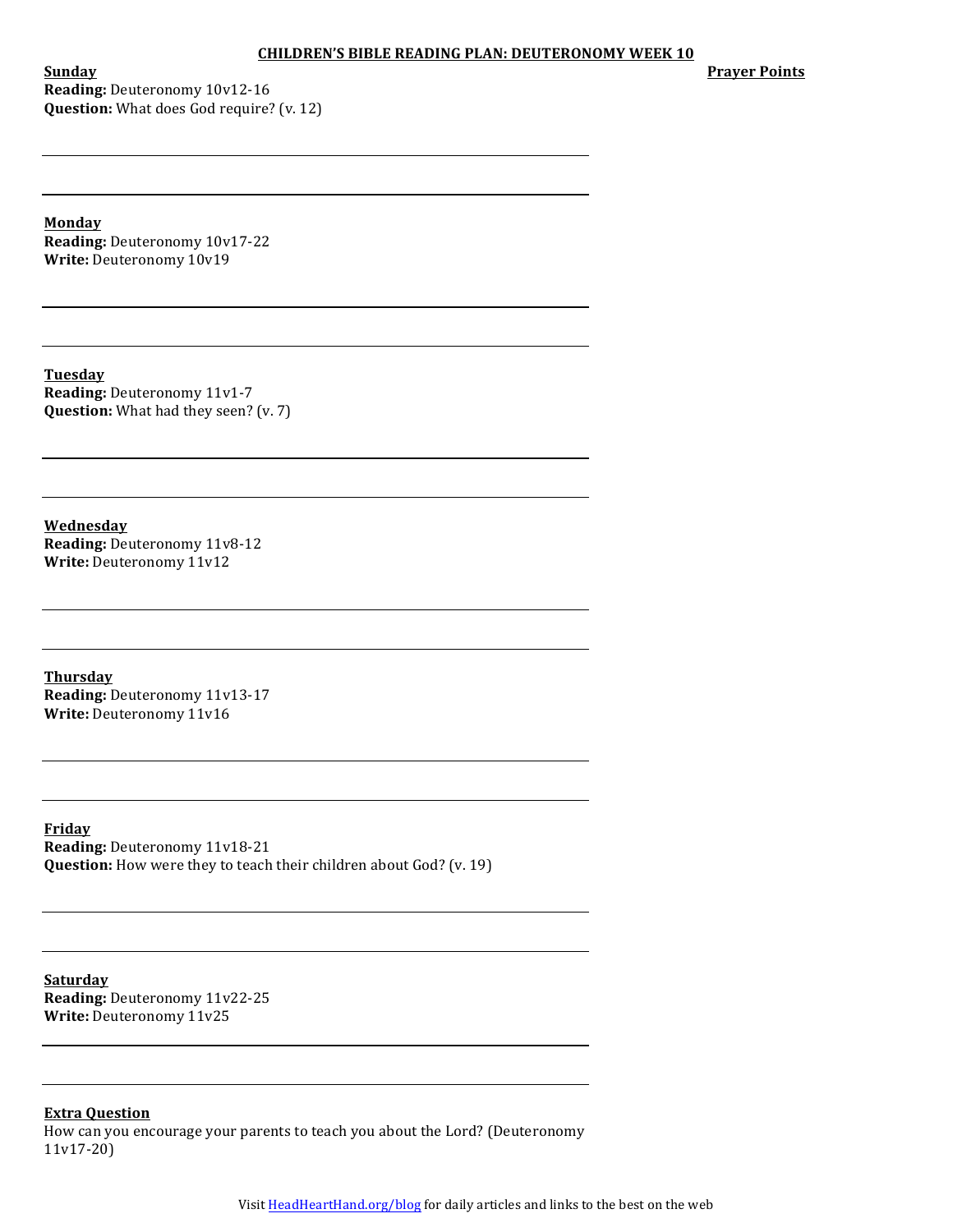# CHILDREN'S BIBLE READING PLAN: DEUTERONOMY WEEK 10

**Prayer Points**

**Sunday**
**Reading:** Deuteronomy 10v12-16
**Question:** What does God require? (v. 12)

**Monday**
**Reading:** Deuteronomy 10v17-22
**Write:** Deuteronomy 10v19

**Tuesday**
**Reading:** Deuteronomy 11v1-7
**Question:** What had they seen? (v. 7)

**Wednesday**
**Reading:** Deuteronomy 11v8-12
**Write:** Deuteronomy 11v12

**Thursday**
**Reading:** Deuteronomy 11v13-17
**Write:** Deuteronomy 11v16

**Friday**
**Reading:** Deuteronomy 11v18-21
**Question:** How were they to teach their children about God? (v. 19)

**Saturday**
**Reading:** Deuteronomy 11v22-25
**Write:** Deuteronomy 11v25

**Extra Question**
How can you encourage your parents to teach you about the Lord? (Deuteronomy 11v17-20)

Visit HeadHeartHand.org/blog for daily articles and links to the best on the web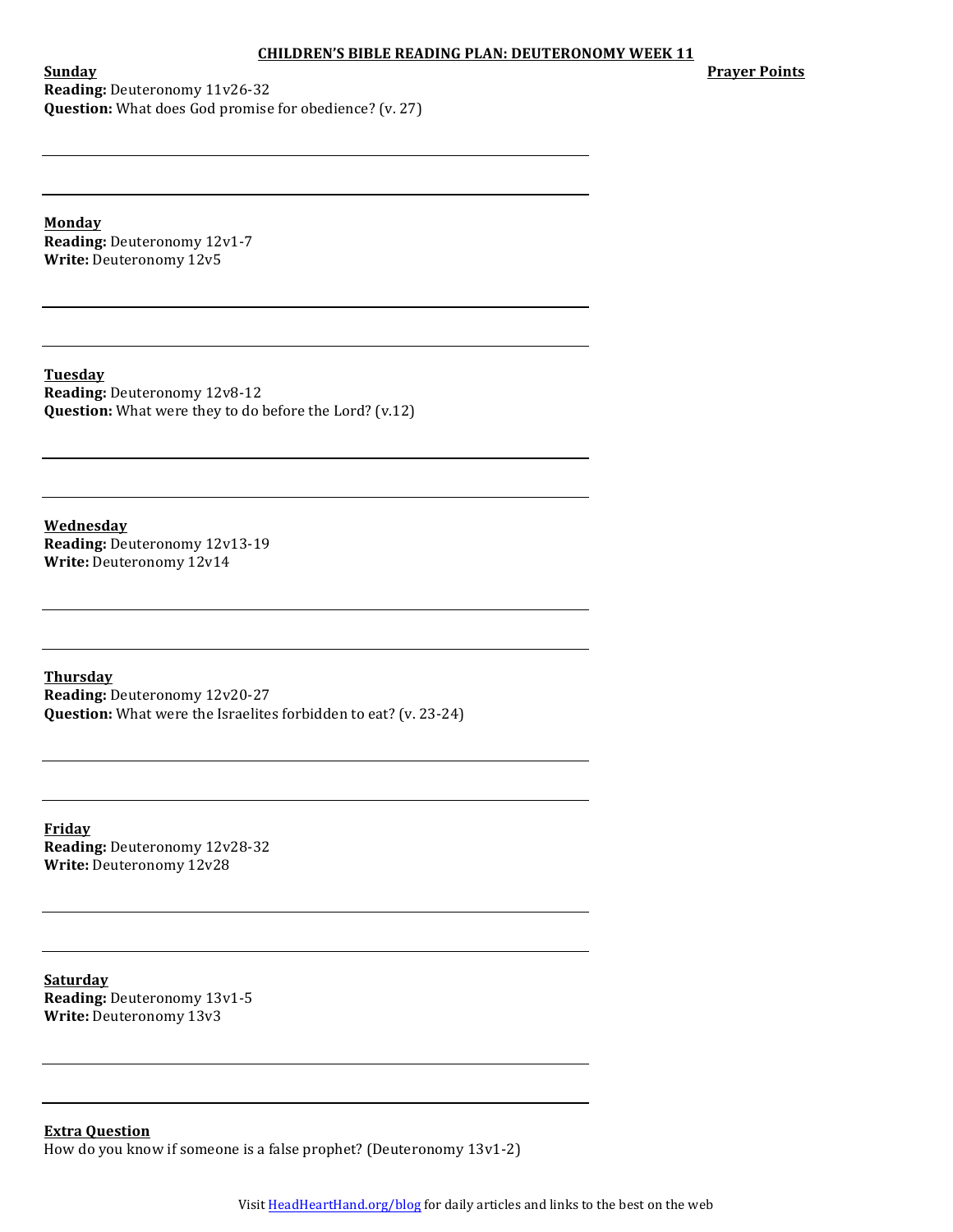**CHILDREN'S BIBLE READING PLAN: DEUTERONOMY WEEK 11**

**Prayer Points**

**Sunday**
**Reading:** Deuteronomy 11v26-32
**Question:** What does God promise for obedience? (v. 27)

**Monday**
**Reading:** Deuteronomy 12v1-7
**Write:** Deuteronomy 12v5

**Tuesday**
**Reading:** Deuteronomy 12v8-12
**Question:** What were they to do before the Lord? (v.12)

**Wednesday**
**Reading:** Deuteronomy 12v13-19
**Write:** Deuteronomy 12v14

**Thursday**
**Reading:** Deuteronomy 12v20-27
**Question:** What were the Israelites forbidden to eat? (v. 23-24)

**Friday**
**Reading:** Deuteronomy 12v28-32
**Write:** Deuteronomy 12v28

**Saturday**
**Reading:** Deuteronomy 13v1-5
**Write:** Deuteronomy 13v3

**Extra Question**
How do you know if someone is a false prophet? (Deuteronomy 13v1-2)

Visit HeadHeartHand.org/blog for daily articles and links to the best on the web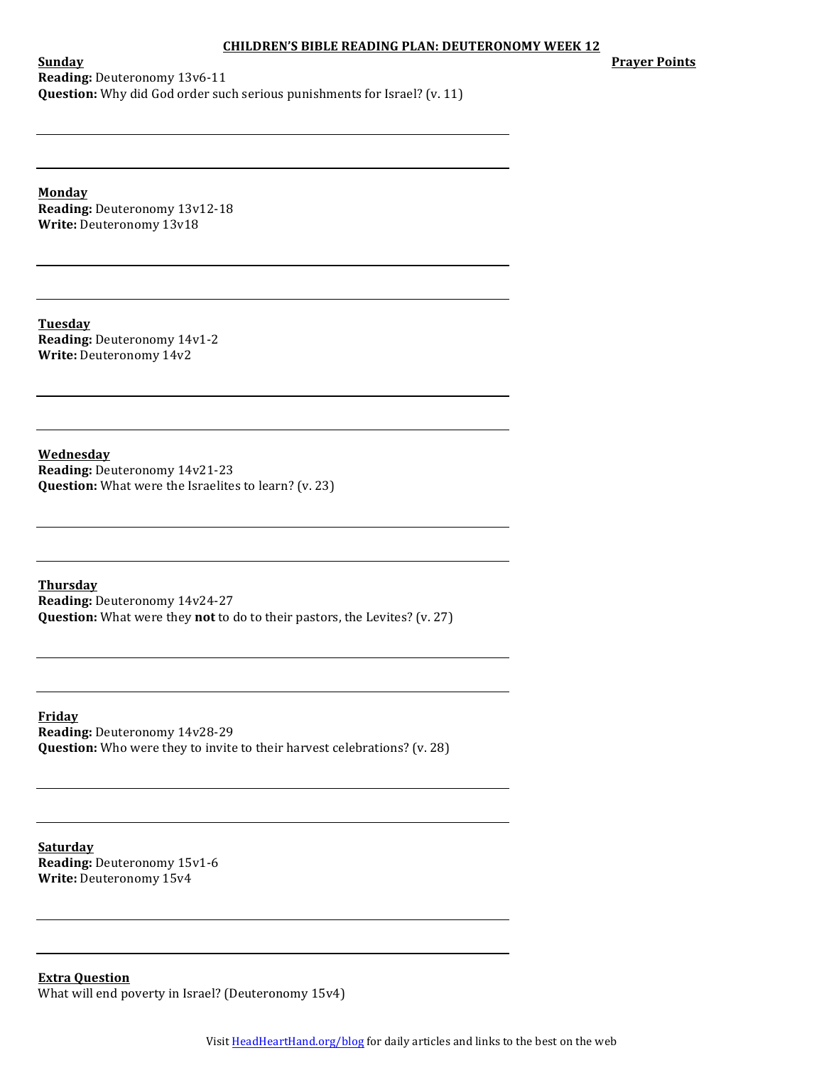# CHILDREN'S BIBLE READING PLAN: DEUTERONOMY WEEK 12

**Prayer Points**

**Sunday**
**Reading:** Deuteronomy 13v6-11
**Question:** Why did God order such serious punishments for Israel? (v. 11)

**Monday**
**Reading:** Deuteronomy 13v12-18
**Write:** Deuteronomy 13v18

**Tuesday**
**Reading:** Deuteronomy 14v1-2
**Write:** Deuteronomy 14v2

**Wednesday**
**Reading:** Deuteronomy 14v21-23
**Question:** What were the Israelites to learn? (v. 23)

**Thursday**
**Reading:** Deuteronomy 14v24-27
**Question:** What were they **not** to do to their pastors, the Levites? (v. 27)

**Friday**
**Reading:** Deuteronomy 14v28-29
**Question:** Who were they to invite to their harvest celebrations? (v. 28)

**Saturday**
**Reading:** Deuteronomy 15v1-6
**Write:** Deuteronomy 15v4

**Extra Question**
What will end poverty in Israel? (Deuteronomy 15v4)

Visit HeadHeartHand.org/blog for daily articles and links to the best on the web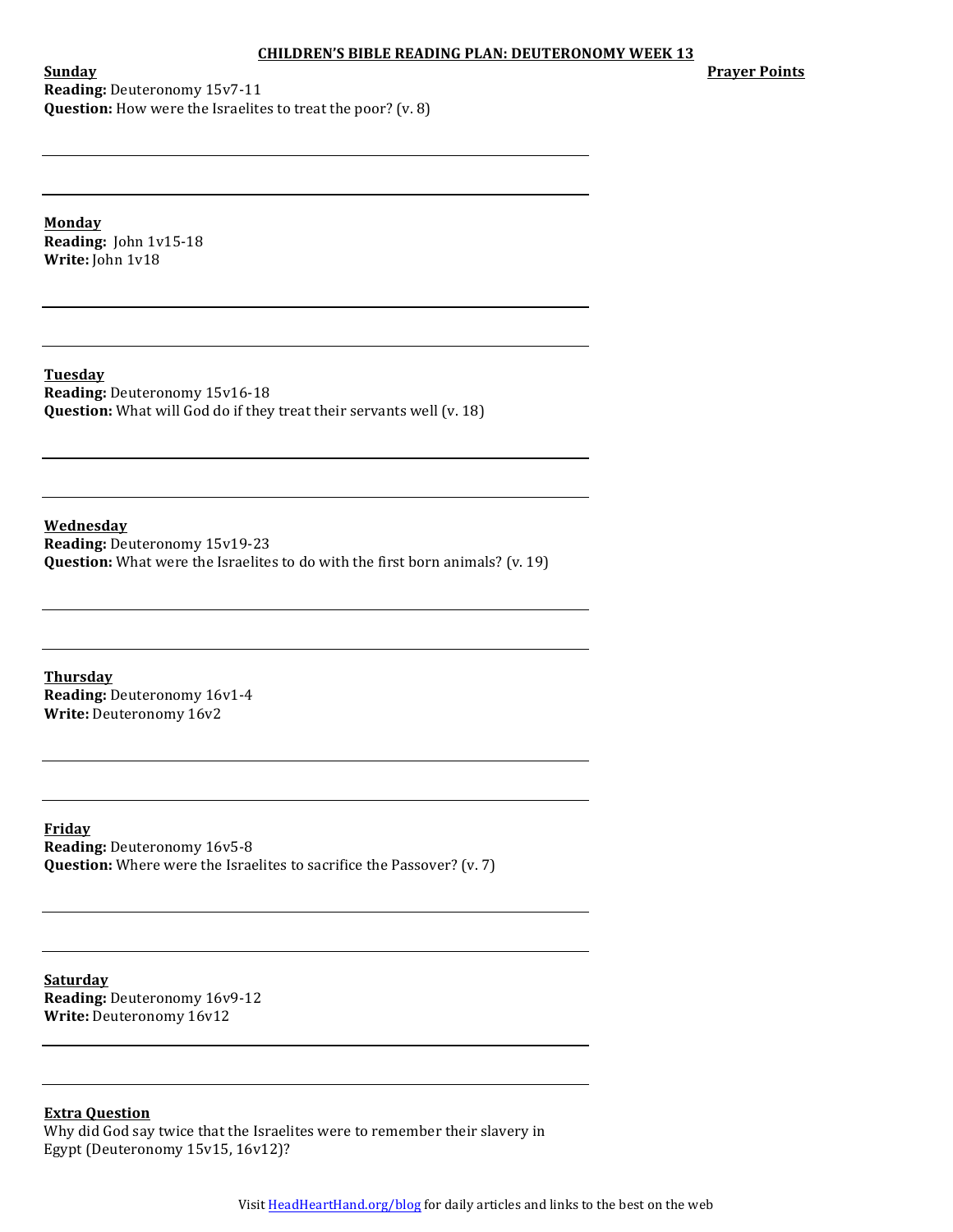# CHILDREN'S BIBLE READING PLAN: DEUTERONOMY WEEK 13

**Prayer Points**

**Sunday**
**Reading:** Deuteronomy 15v7-11
**Question:** How were the Israelites to treat the poor? (v. 8)

**Monday**
**Reading:** John 1v15-18
**Write:** John 1v18

**Tuesday**
**Reading:** Deuteronomy 15v16-18
**Question:** What will God do if they treat their servants well (v. 18)

**Wednesday**
**Reading:** Deuteronomy 15v19-23
**Question:** What were the Israelites to do with the first born animals? (v. 19)

**Thursday**
**Reading:** Deuteronomy 16v1-4
**Write:** Deuteronomy 16v2

**Friday**
**Reading:** Deuteronomy 16v5-8
**Question:** Where were the Israelites to sacrifice the Passover? (v. 7)

**Saturday**
**Reading:** Deuteronomy 16v9-12
**Write:** Deuteronomy 16v12

**Extra Question**
Why did God say twice that the Israelites were to remember their slavery in Egypt (Deuteronomy 15v15, 16v12)?

Visit HeadHeartHand.org/blog for daily articles and links to the best on the web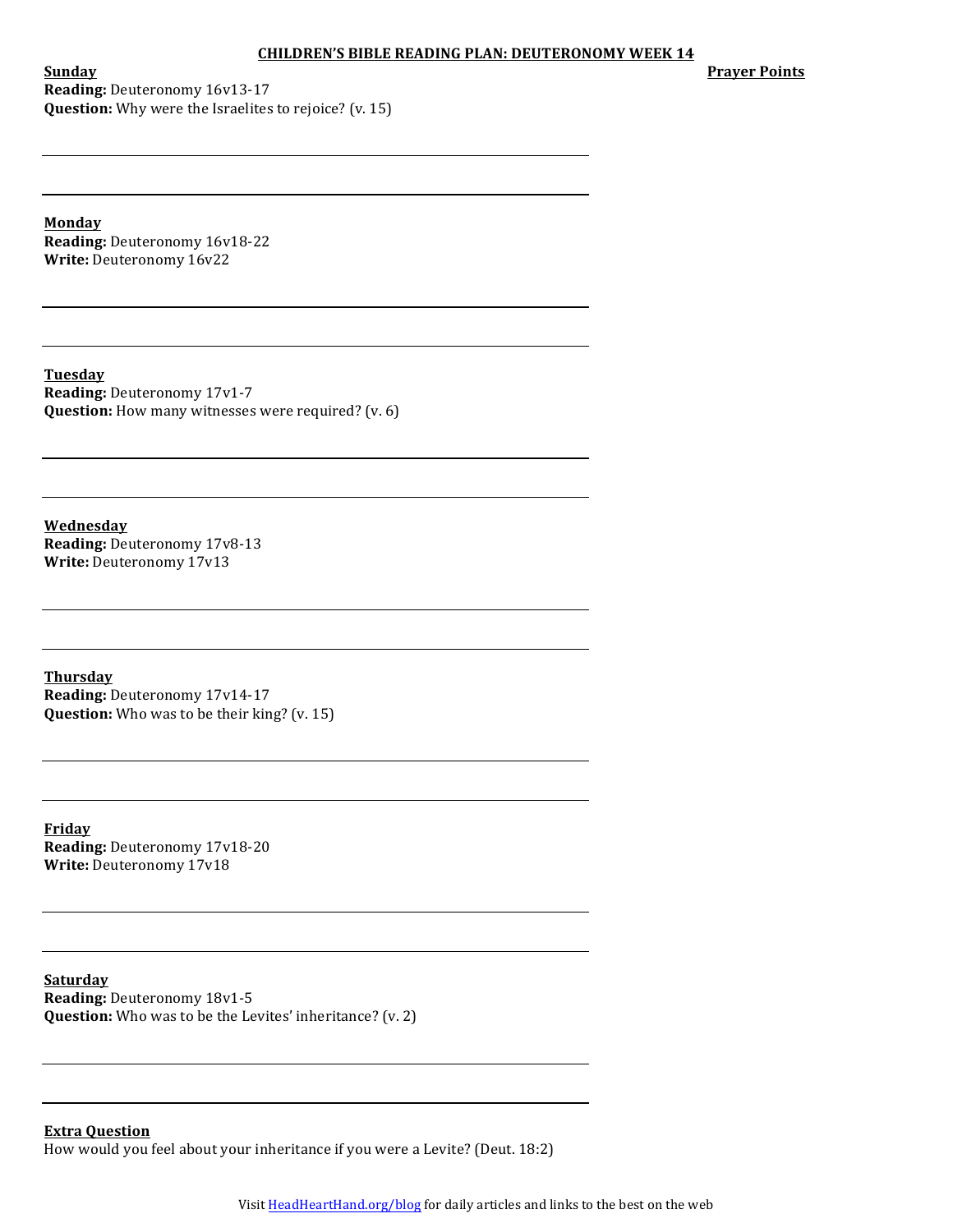# CHILDREN'S BIBLE READING PLAN: DEUTERONOMY WEEK 14

**Prayer Points**

**Sunday**
**Reading:** Deuteronomy 16v13-17
**Question:** Why were the Israelites to rejoice? (v. 15)

**Monday**
**Reading:** Deuteronomy 16v18-22
**Write:** Deuteronomy 16v22

**Tuesday**
**Reading:** Deuteronomy 17v1-7
**Question:** How many witnesses were required? (v. 6)

**Wednesday**
**Reading:** Deuteronomy 17v8-13
**Write:** Deuteronomy 17v13

**Thursday**
**Reading:** Deuteronomy 17v14-17
**Question:** Who was to be their king? (v. 15)

**Friday**
**Reading:** Deuteronomy 17v18-20
**Write:** Deuteronomy 17v18

**Saturday**
**Reading:** Deuteronomy 18v1-5
**Question:** Who was to be the Levites' inheritance? (v. 2)

**Extra Question**
How would you feel about your inheritance if you were a Levite? (Deut. 18:2)

Visit HeadHeartHand.org/blog for daily articles and links to the best on the web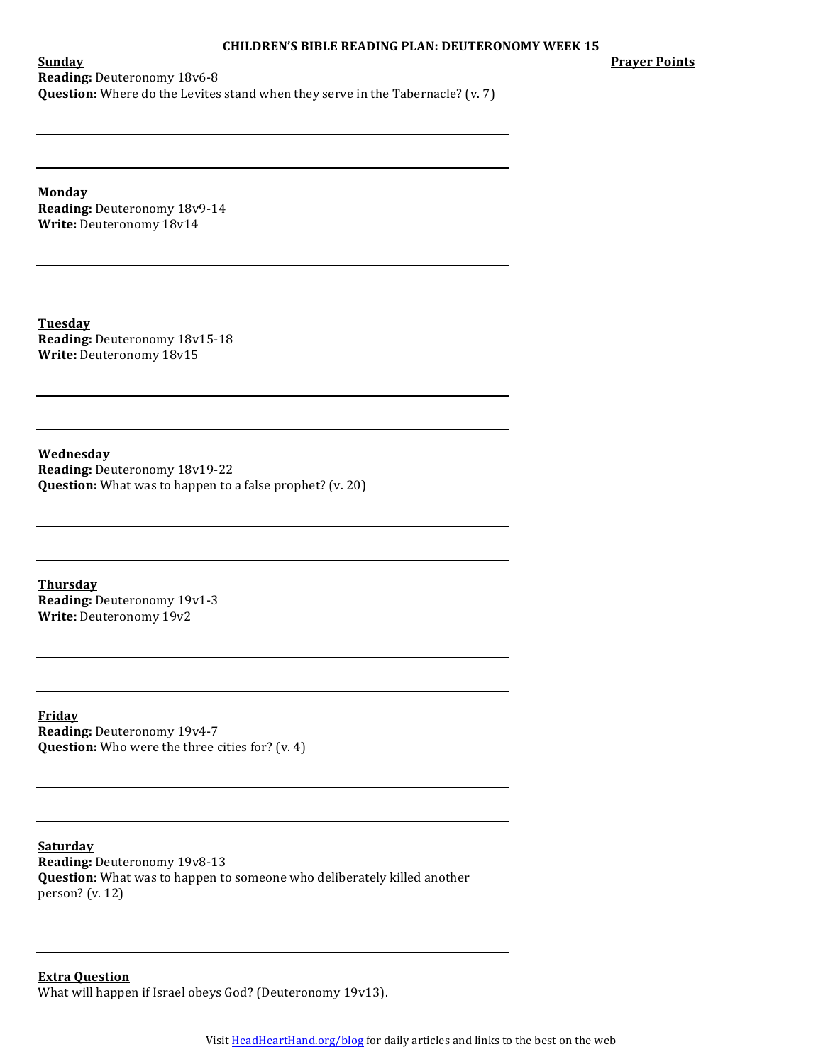# CHILDREN'S BIBLE READING PLAN: DEUTERONOMY WEEK 15

**Prayer Points**

**Sunday**
**Reading:** Deuteronomy 18v6-8
**Question:** Where do the Levites stand when they serve in the Tabernacle? (v. 7)

**Monday**
**Reading:** Deuteronomy 18v9-14
**Write:** Deuteronomy 18v14

**Tuesday**
**Reading:** Deuteronomy 18v15-18
**Write:** Deuteronomy 18v15

**Wednesday**
**Reading:** Deuteronomy 18v19-22
**Question:** What was to happen to a false prophet? (v. 20)

**Thursday**
**Reading:** Deuteronomy 19v1-3
**Write:** Deuteronomy 19v2

**Friday**
**Reading:** Deuteronomy 19v4-7
**Question:** Who were the three cities for? (v. 4)

**Saturday**
**Reading:** Deuteronomy 19v8-13
**Question:** What was to happen to someone who deliberately killed another person? (v. 12)

**Extra Question**
What will happen if Israel obeys God? (Deuteronomy 19v13).

Visit HeadHeartHand.org/blog for daily articles and links to the best on the web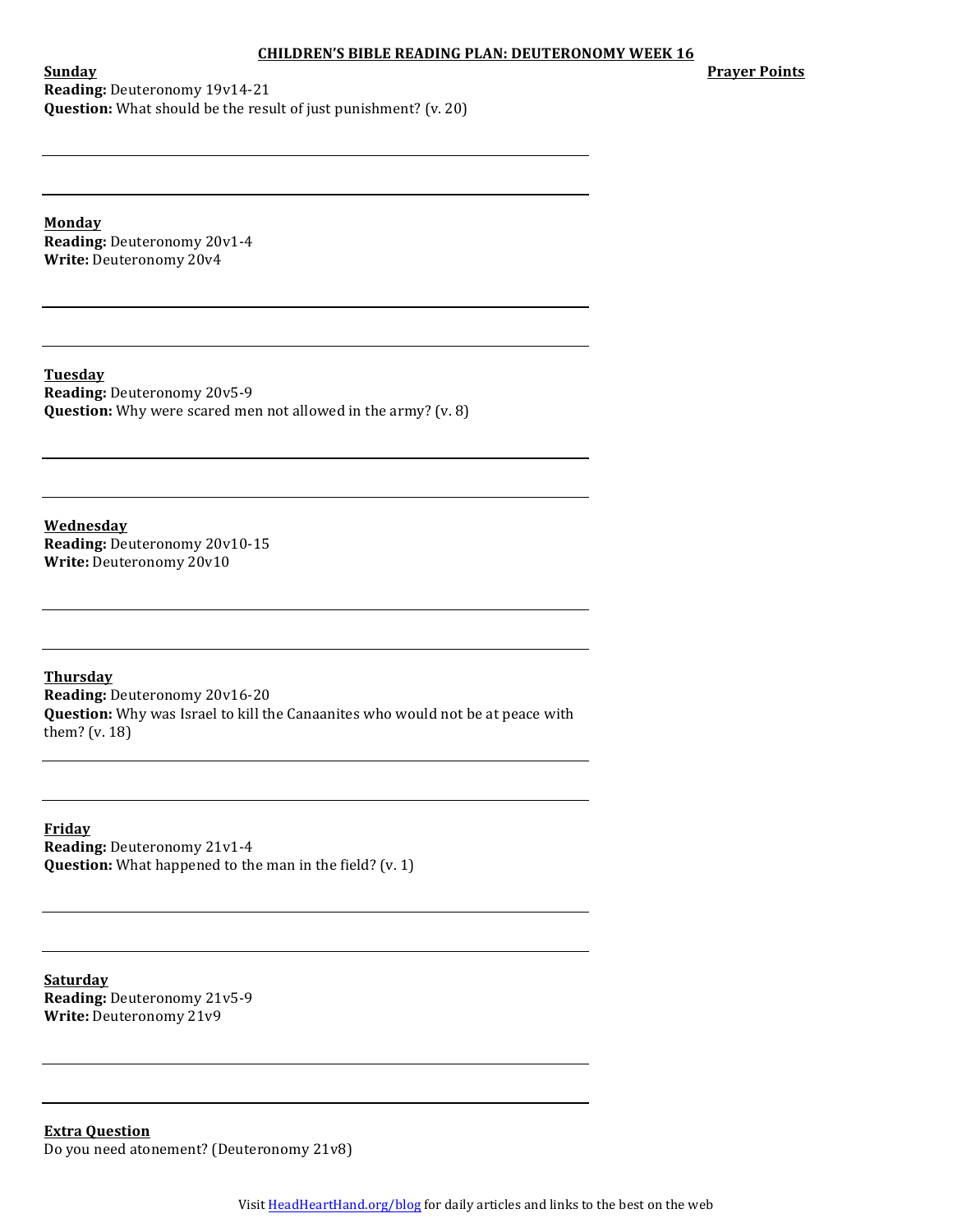# CHILDREN'S BIBLE READING PLAN: DEUTERONOMY WEEK 16

**Prayer Points**

**Sunday**
**Reading:** Deuteronomy 19v14-21
**Question:** What should be the result of just punishment? (v. 20)

**Monday**
**Reading:** Deuteronomy 20v1-4
**Write:** Deuteronomy 20v4

**Tuesday**
**Reading:** Deuteronomy 20v5-9
**Question:** Why were scared men not allowed in the army? (v. 8)

**Wednesday**
**Reading:** Deuteronomy 20v10-15
**Write:** Deuteronomy 20v10

**Thursday**
**Reading:** Deuteronomy 20v16-20
**Question:** Why was Israel to kill the Canaanites who would not be at peace with them? (v. 18)

**Friday**
**Reading:** Deuteronomy 21v1-4
**Question:** What happened to the man in the field? (v. 1)

**Saturday**
**Reading:** Deuteronomy 21v5-9
**Write:** Deuteronomy 21v9

**Extra Question**
Do you need atonement? (Deuteronomy 21v8)

Visit HeadHeartHand.org/blog for daily articles and links to the best on the web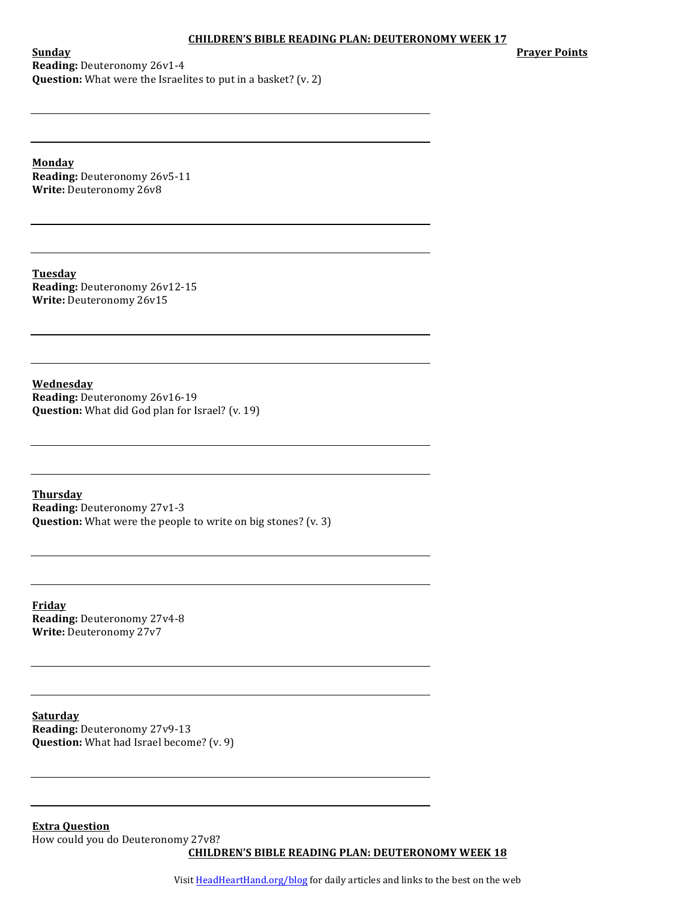**CHILDREN'S BIBLE READING PLAN: DEUTERONOMY WEEK 17**

**Prayer Points**

**Sunday**
**Reading:** Deuteronomy 26v1-4
**Question:** What were the Israelites to put in a basket? (v. 2)

**Monday**
**Reading:** Deuteronomy 26v5-11
**Write:** Deuteronomy 26v8

**Tuesday**
**Reading:** Deuteronomy 26v12-15
**Write:** Deuteronomy 26v15

**Wednesday**
**Reading:** Deuteronomy 26v16-19
**Question:** What did God plan for Israel? (v. 19)

**Thursday**
**Reading:** Deuteronomy 27v1-3
**Question:** What were the people to write on big stones? (v. 3)

**Friday**
**Reading:** Deuteronomy 27v4-8
**Write:** Deuteronomy 27v7

**Saturday**
**Reading:** Deuteronomy 27v9-13
**Question:** What had Israel become? (v. 9)

**Extra Question**
How could you do Deuteronomy 27v8?

**CHILDREN'S BIBLE READING PLAN: DEUTERONOMY WEEK 18**

Visit HeadHeartHand.org/blog for daily articles and links to the best on the web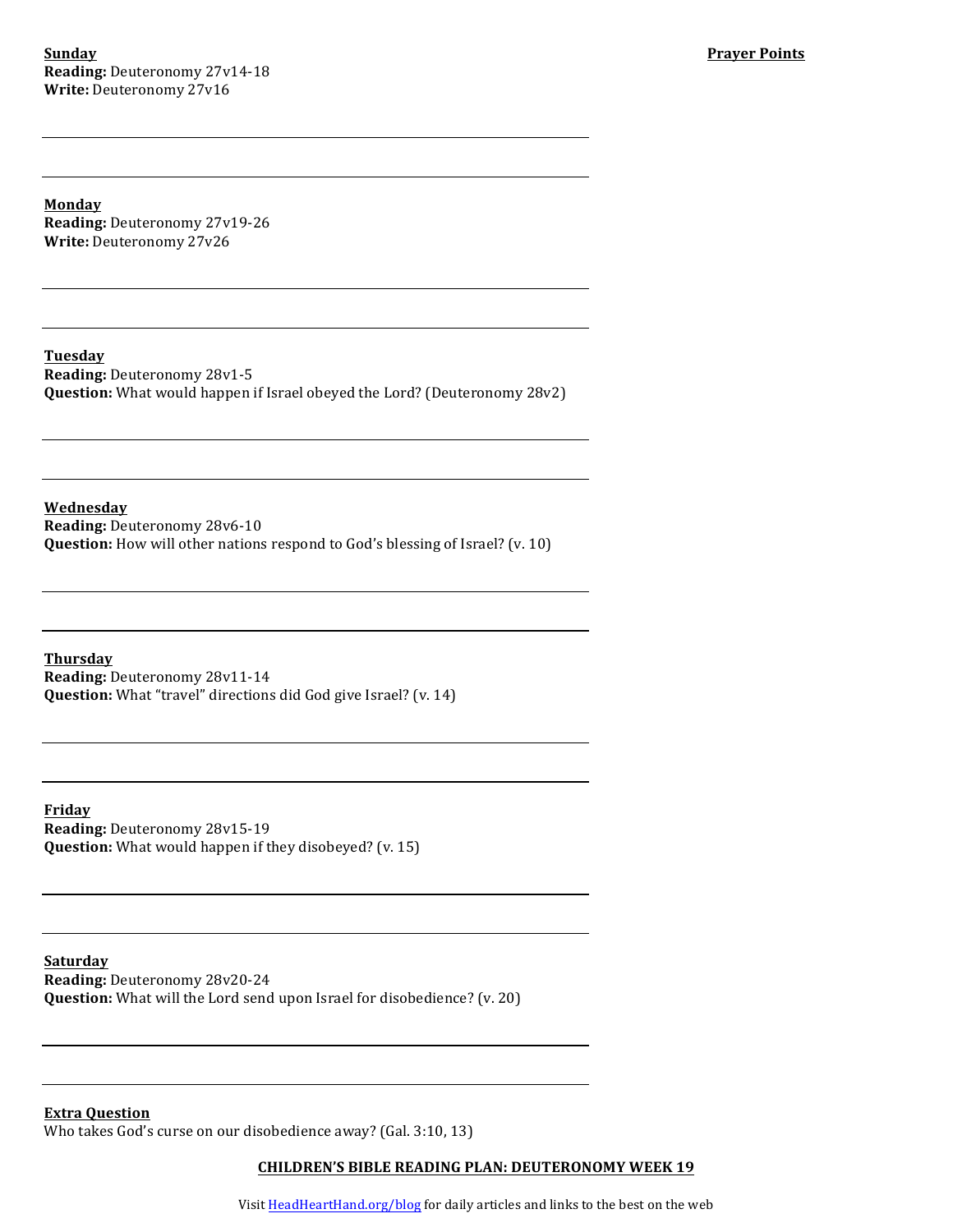**Sunday**
**Reading:** Deuteronomy 27v14-18
**Write:** Deuteronomy 27v16

**Prayer Points**

**Monday**
**Reading:** Deuteronomy 27v19-26
**Write:** Deuteronomy 27v26

**Tuesday**
**Reading:** Deuteronomy 28v1-5
**Question:** What would happen if Israel obeyed the Lord? (Deuteronomy 28v2)

**Wednesday**
**Reading:** Deuteronomy 28v6-10
**Question:** How will other nations respond to God's blessing of Israel? (v. 10)

**Thursday**
**Reading:** Deuteronomy 28v11-14
**Question:** What "travel" directions did God give Israel? (v. 14)

**Friday**
**Reading:** Deuteronomy 28v15-19
**Question:** What would happen if they disobeyed? (v. 15)

**Saturday**
**Reading:** Deuteronomy 28v20-24
**Question:** What will the Lord send upon Israel for disobedience? (v. 20)

**Extra Question**
Who takes God's curse on our disobedience away? (Gal. 3:10, 13)

**CHILDREN'S BIBLE READING PLAN: DEUTERONOMY WEEK 19**

Visit HeadHeartHand.org/blog for daily articles and links to the best on the web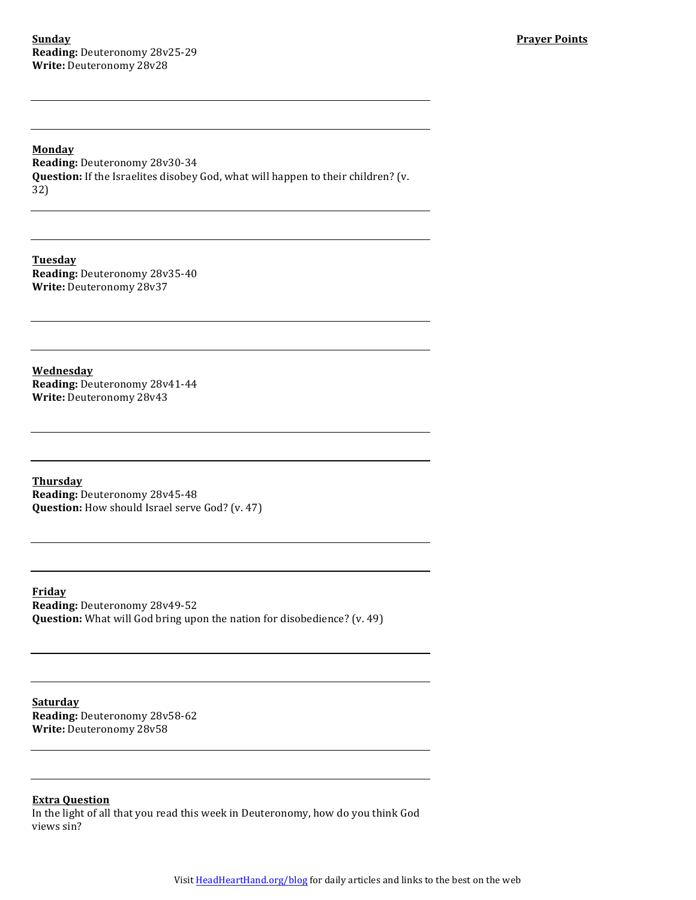**Sunday**
**Reading:** Deuteronomy 28v25-29
**Write:** Deuteronomy 28v28

**Prayer Points**

**Monday**
**Reading:** Deuteronomy 28v30-34
**Question:** If the Israelites disobey God, what will happen to their children? (v. 32)

**Tuesday**
**Reading:** Deuteronomy 28v35-40
**Write:** Deuteronomy 28v37

**Wednesday**
**Reading:** Deuteronomy 28v41-44
**Write:** Deuteronomy 28v43

**Thursday**
**Reading:** Deuteronomy 28v45-48
**Question:** How should Israel serve God? (v. 47)

**Friday**
**Reading:** Deuteronomy 28v49-52
**Question:** What will God bring upon the nation for disobedience? (v. 49)

**Saturday**
**Reading:** Deuteronomy 28v58-62
**Write:** Deuteronomy 28v58

**Extra Question**
In the light of all that you read this week in Deuteronomy, how do you think God views sin?

Visit HeadHeartHand.org/blog for daily articles and links to the best on the web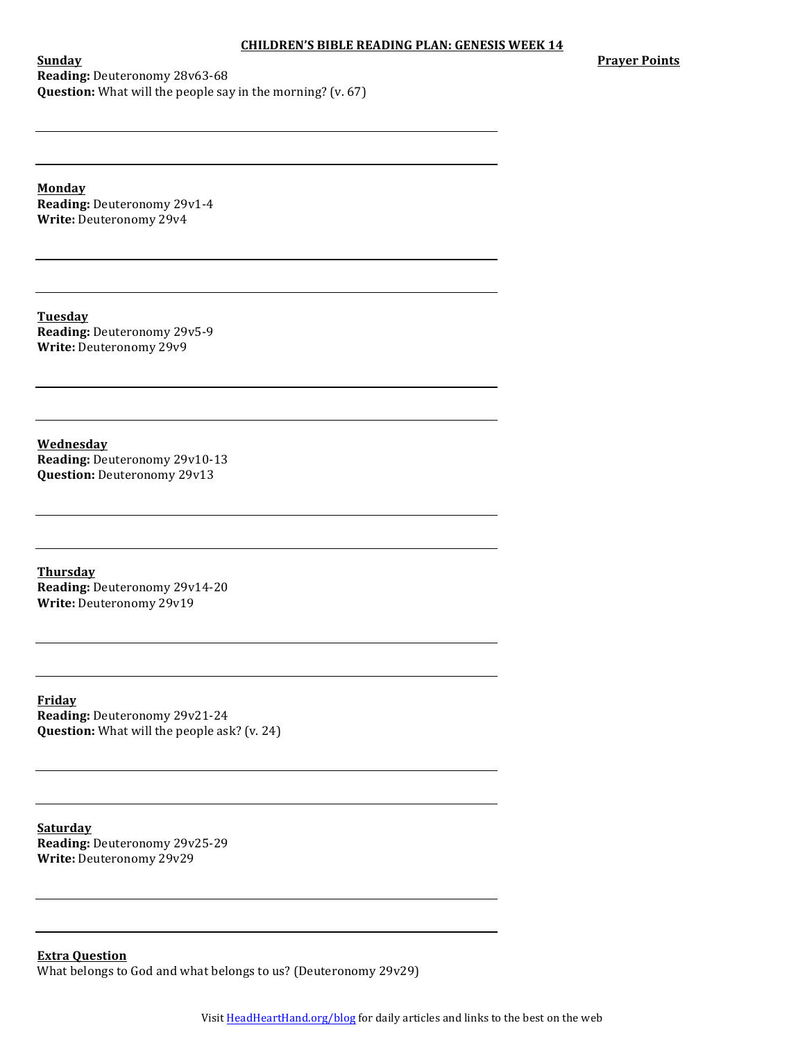# CHILDREN'S BIBLE READING PLAN: GENESIS WEEK 14

**Prayer Points**

**Sunday**
**Reading:** Deuteronomy 28v63-68
**Question:** What will the people say in the morning? (v. 67)

**Monday**
**Reading:** Deuteronomy 29v1-4
**Write:** Deuteronomy 29v4

**Tuesday**
**Reading:** Deuteronomy 29v5-9
**Write:** Deuteronomy 29v9

**Wednesday**
**Reading:** Deuteronomy 29v10-13
**Question:** Deuteronomy 29v13

**Thursday**
**Reading:** Deuteronomy 29v14-20
**Write:** Deuteronomy 29v19

**Friday**
**Reading:** Deuteronomy 29v21-24
**Question:** What will the people ask? (v. 24)

**Saturday**
**Reading:** Deuteronomy 29v25-29
**Write:** Deuteronomy 29v29

**Extra Question**
What belongs to God and what belongs to us? (Deuteronomy 29v29)

Visit HeadHeartHand.org/blog for daily articles and links to the best on the web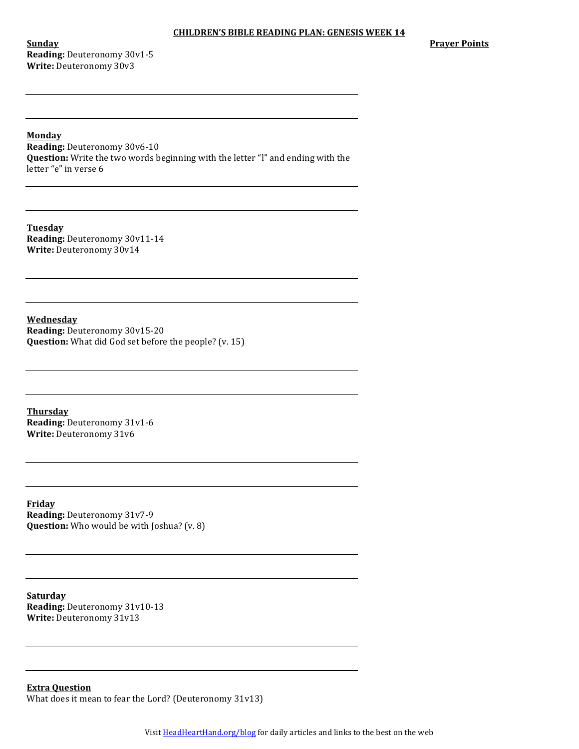## CHILDREN'S BIBLE READING PLAN: GENESIS WEEK 14

**Prayer Points**

**Sunday**
**Reading:** Deuteronomy 30v1-5
**Write:** Deuteronomy 30v3

**Monday**
**Reading:** Deuteronomy 30v6-10
**Question:** Write the two words beginning with the letter "l" and ending with the letter "e" in verse 6

**Tuesday**
**Reading:** Deuteronomy 30v11-14
**Write:** Deuteronomy 30v14

**Wednesday**
**Reading:** Deuteronomy 30v15-20
**Question:** What did God set before the people? (v. 15)

**Thursday**
**Reading:** Deuteronomy 31v1-6
**Write:** Deuteronomy 31v6

**Friday**
**Reading:** Deuteronomy 31v7-9
**Question:** Who would be with Joshua? (v. 8)

**Saturday**
**Reading:** Deuteronomy 31v10-13
**Write:** Deuteronomy 31v13

**Extra Question**
What does it mean to fear the Lord? (Deuteronomy 31v13)

Visit HeadHeartHand.org/blog for daily articles and links to the best on the web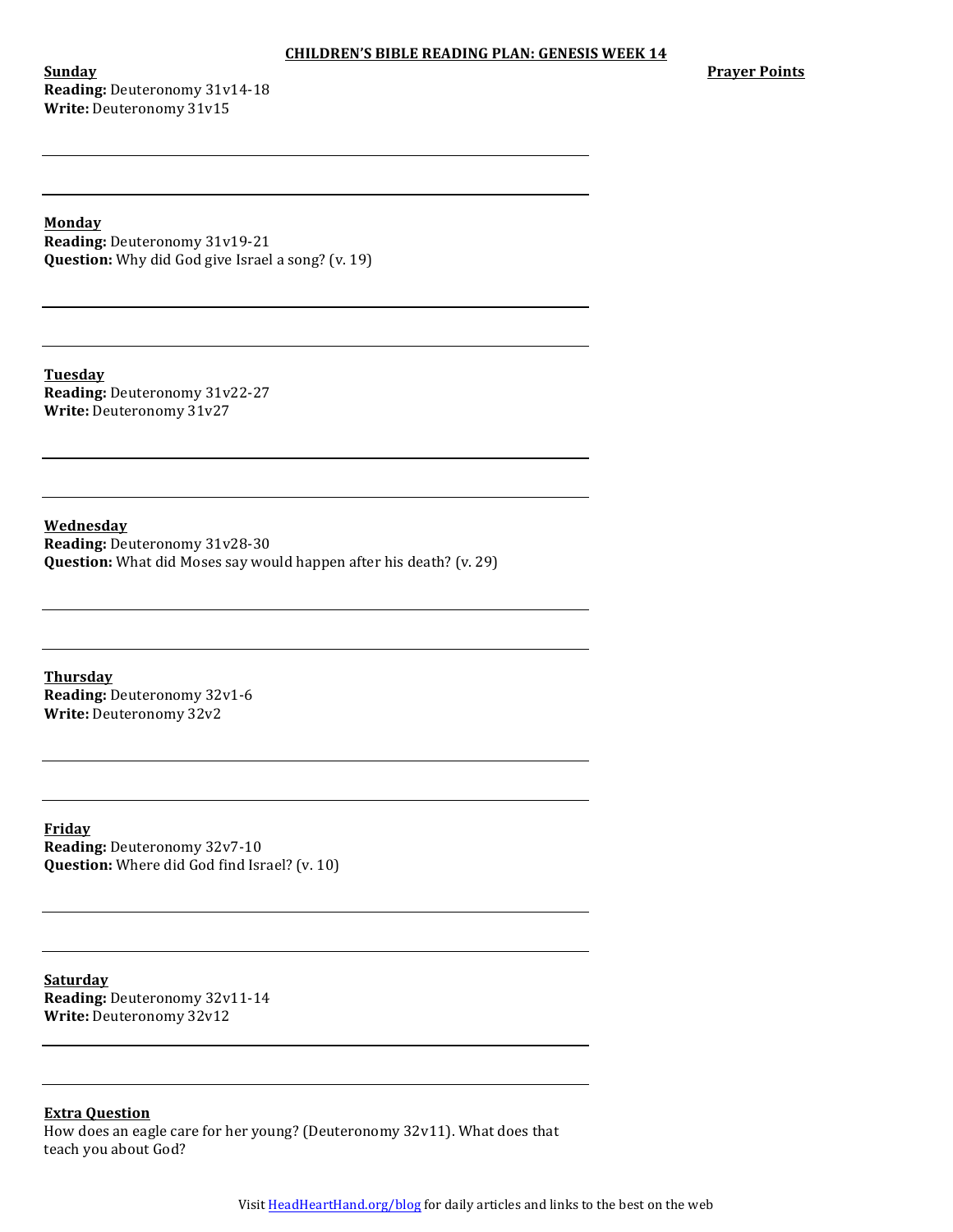**CHILDREN'S BIBLE READING PLAN: GENESIS WEEK 14**

**Prayer Points**

**Sunday**
**Reading:** Deuteronomy 31v14-18
**Write:** Deuteronomy 31v15

**Monday**
**Reading:** Deuteronomy 31v19-21
**Question:** Why did God give Israel a song? (v. 19)

**Tuesday**
**Reading:** Deuteronomy 31v22-27
**Write:** Deuteronomy 31v27

**Wednesday**
**Reading:** Deuteronomy 31v28-30
**Question:** What did Moses say would happen after his death? (v. 29)

**Thursday**
**Reading:** Deuteronomy 32v1-6
**Write:** Deuteronomy 32v2

**Friday**
**Reading:** Deuteronomy 32v7-10
**Question:** Where did God find Israel? (v. 10)

**Saturday**
**Reading:** Deuteronomy 32v11-14
**Write:** Deuteronomy 32v12

**Extra Question**
How does an eagle care for her young? (Deuteronomy 32v11). What does that teach you about God?

Visit HeadHeartHand.org/blog for daily articles and links to the best on the web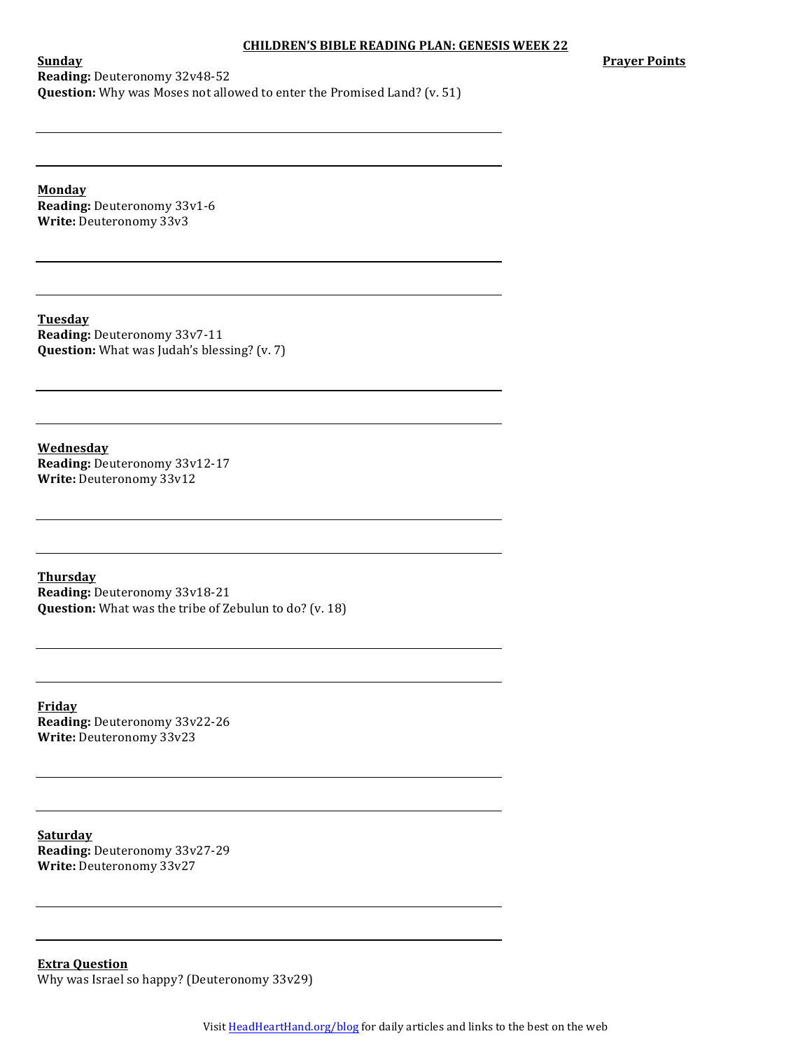# CHILDREN'S BIBLE READING PLAN: GENESIS WEEK 22

**Prayer Points**

**Sunday**
**Reading:** Deuteronomy 32v48-52
**Question:** Why was Moses not allowed to enter the Promised Land? (v. 51)

**Monday**
**Reading:** Deuteronomy 33v1-6
**Write:** Deuteronomy 33v3

**Tuesday**
**Reading:** Deuteronomy 33v7-11
**Question:** What was Judah's blessing? (v. 7)

**Wednesday**
**Reading:** Deuteronomy 33v12-17
**Write:** Deuteronomy 33v12

**Thursday**
**Reading:** Deuteronomy 33v18-21
**Question:** What was the tribe of Zebulun to do? (v. 18)

**Friday**
**Reading:** Deuteronomy 33v22-26
**Write:** Deuteronomy 33v23

**Saturday**
**Reading:** Deuteronomy 33v27-29
**Write:** Deuteronomy 33v27

**Extra Question**
Why was Israel so happy? (Deuteronomy 33v29)

Visit HeadHeartHand.org/blog for daily articles and links to the best on the web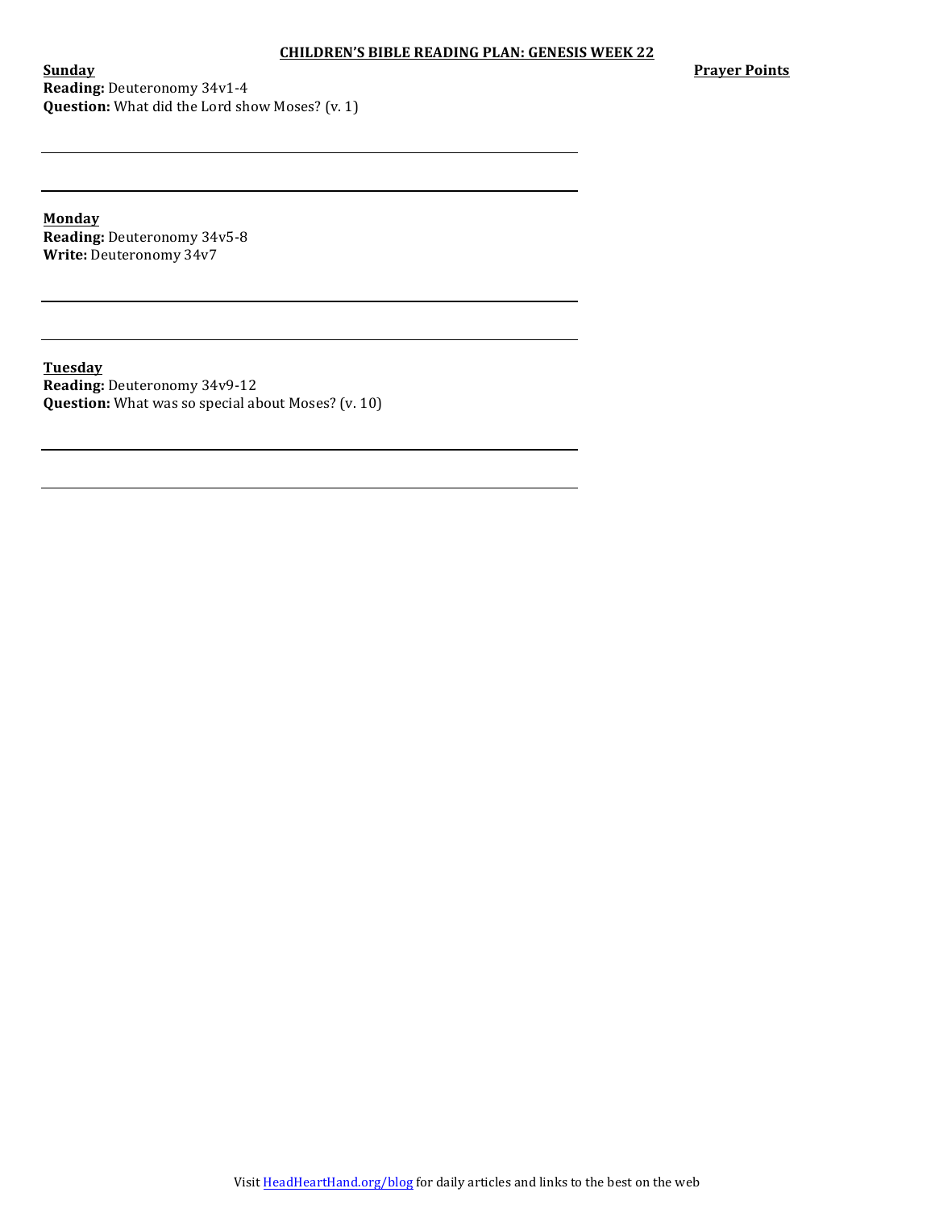# CHILDREN'S BIBLE READING PLAN: GENESIS WEEK 22

**Prayer Points**

**Sunday**
**Reading:** Deuteronomy 34v1-4
**Question:** What did the Lord show Moses? (v. 1)

**Monday**
**Reading:** Deuteronomy 34v5-8
**Write:** Deuteronomy 34v7

**Tuesday**
**Reading:** Deuteronomy 34v9-12
**Question:** What was so special about Moses? (v. 10)

Visit HeadHeartHand.org/blog for daily articles and links to the best on the web